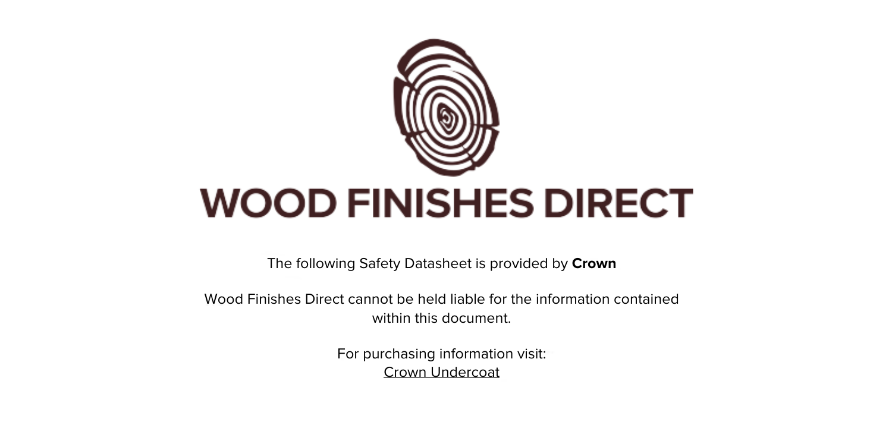# WOOD FINISHES DIRECT

The following Safety Datasheet is provided by **Crown**

Wood Finishes Direct cannot be held liable for the information contained within this document.

For purchasing information visit:
Crown Undercoat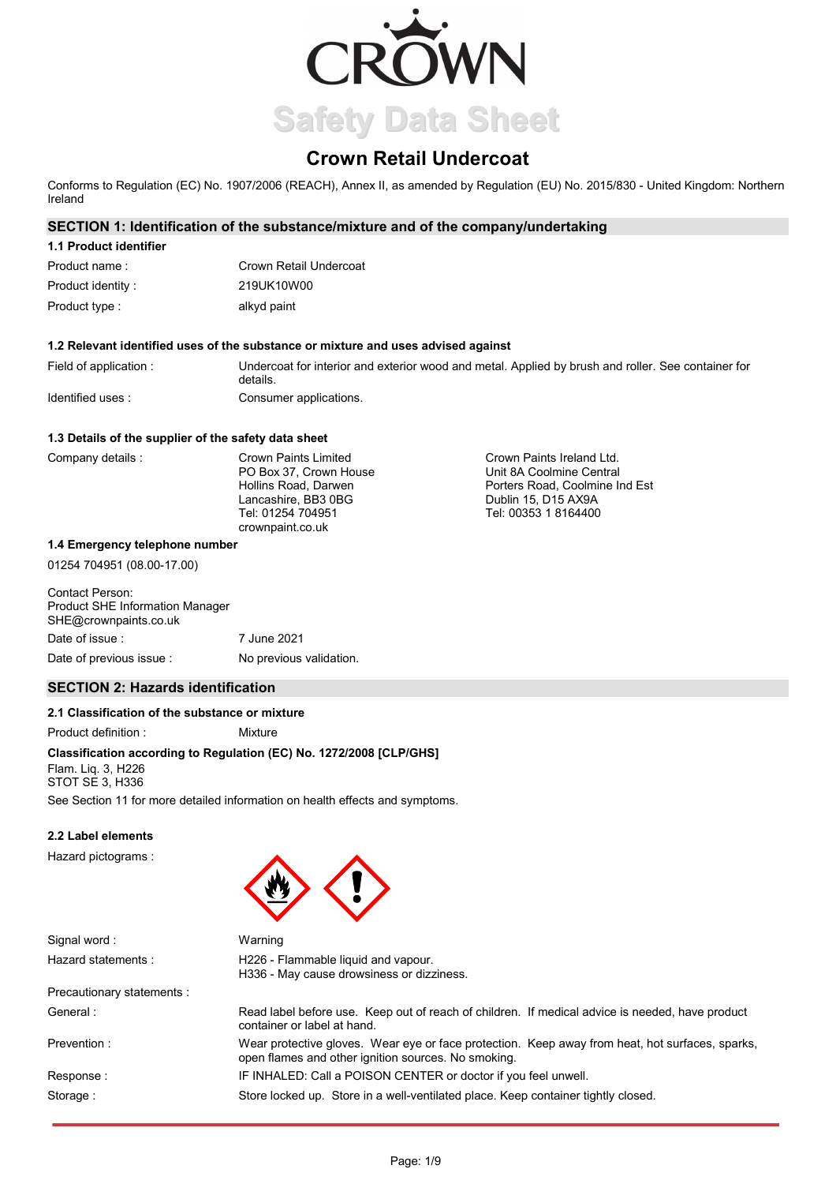# Safety Data Sheet

## Crown Retail Undercoat

Conforms to Regulation (EC) No. 1907/2006 (REACH), Annex II, as amended by Regulation (EU) No. 2015/830 - United Kingdom: Northern Ireland

### SECTION 1: Identification of the substance/mixture and of the company/undertaking

**1.1 Product identifier**

| | |
|---|---|
| Product name : | Crown Retail Undercoat |
| Product identity : | 219UK10W00 |
| Product type : | alkyd paint |

**1.2 Relevant identified uses of the substance or mixture and uses advised against**

| | |
|---|---|
| Field of application : | Undercoat for interior and exterior wood and metal. Applied by brush and roller. See container for details. |
| Identified uses : | Consumer applications. |

**1.3 Details of the supplier of the safety data sheet**

Company details :

Crown Paints Limited
PO Box 37, Crown House
Hollins Road, Darwen
Lancashire, BB3 0BG
Tel: 01254 704951
crownpaint.co.uk

Crown Paints Ireland Ltd.
Unit 8A Coolmine Central
Porters Road, Coolmine Ind Est
Dublin 15, D15 AX9A
Tel: 00353 1 8164400

**1.4 Emergency telephone number**

01254 704951 (08.00-17.00)

Contact Person:
Product SHE Information Manager
SHE@crownpaints.co.uk

| | |
|---|---|
| Date of issue : | 7 June 2021 |
| Date of previous issue : | No previous validation. |

### SECTION 2: Hazards identification

**2.1 Classification of the substance or mixture**

Product definition : Mixture

**Classification according to Regulation (EC) No. 1272/2008 [CLP/GHS]**

Flam. Liq. 3, H226
STOT SE 3, H336

See Section 11 for more detailed information on health effects and symptoms.

**2.2 Label elements**

Hazard pictograms :

| | |
|---|---|
| Signal word : | Warning |
| Hazard statements : | H226 - Flammable liquid and vapour.<br>H336 - May cause drowsiness or dizziness. |
| Precautionary statements : | |
| General : | Read label before use. Keep out of reach of children. If medical advice is needed, have product container or label at hand. |
| Prevention : | Wear protective gloves. Wear eye or face protection. Keep away from heat, hot surfaces, sparks, open flames and other ignition sources. No smoking. |
| Response : | IF INHALED: Call a POISON CENTER or doctor if you feel unwell. |
| Storage : | Store locked up. Store in a well-ventilated place. Keep container tightly closed. |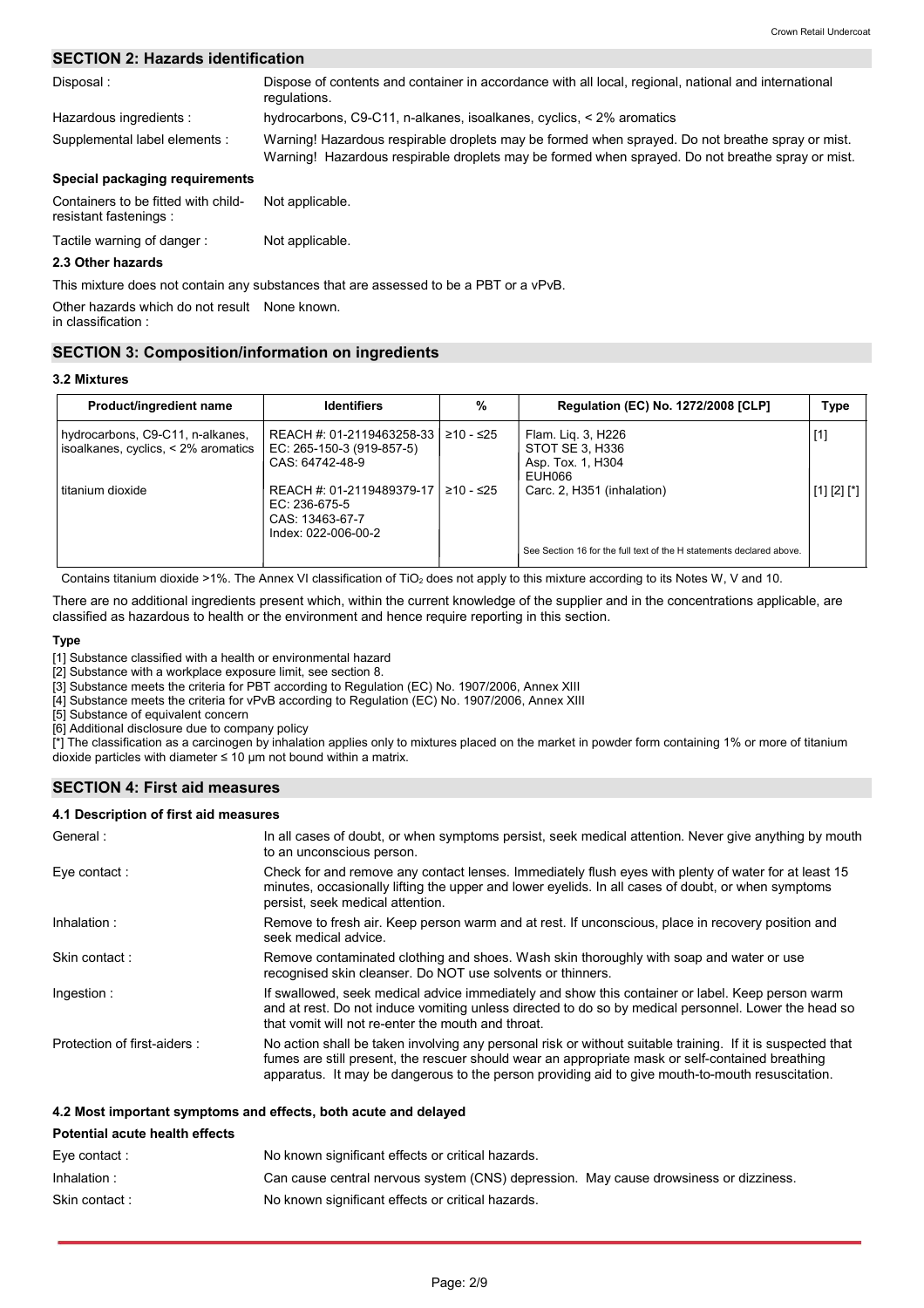## SECTION 2: Hazards identification

| | |
|---|---|
| Disposal : | Dispose of contents and container in accordance with all local, regional, national and international regulations. |
| Hazardous ingredients : | hydrocarbons, C9-C11, n-alkanes, isoalkanes, cyclics, < 2% aromatics |
| Supplemental label elements : | Warning! Hazardous respirable droplets may be formed when sprayed. Do not breathe spray or mist. Warning! Hazardous respirable droplets may be formed when sprayed. Do not breathe spray or mist. |

**Special packaging requirements**

| | |
|---|---|
| Containers to be fitted with child-resistant fastenings : | Not applicable. |
| Tactile warning of danger : | Not applicable. |

### 2.3 Other hazards

This mixture does not contain any substances that are assessed to be a PBT or a vPvB.

Other hazards which do not result in classification : None known.

## SECTION 3: Composition/information on ingredients

### 3.2 Mixtures

| Product/ingredient name | Identifiers | % | Regulation (EC) No. 1272/2008 [CLP] | Type |
|---|---|---|---|---|
| hydrocarbons, C9-C11, n-alkanes, isoalkanes, cyclics, < 2% aromatics | REACH #: 01-2119463258-33<br>EC: 265-150-3 (919-857-5)<br>CAS: 64742-48-9 | ≥10 - ≤25 | Flam. Liq. 3, H226<br>STOT SE 3, H336<br>Asp. Tox. 1, H304<br>EUH066 | [1] |
| titanium dioxide | REACH #: 01-2119489379-17<br>EC: 236-675-5<br>CAS: 13463-67-7<br>Index: 022-006-00-2 | ≥10 - ≤25 | Carc. 2, H351 (inhalation) | [1] [2] [*] |
| | | | See Section 16 for the full text of the H statements declared above. | |

Contains titanium dioxide >1%. The Annex VI classification of $TiO_2$ does not apply to this mixture according to its Notes W, V and 10.

There are no additional ingredients present which, within the current knowledge of the supplier and in the concentrations applicable, are classified as hazardous to health or the environment and hence require reporting in this section.

**Type**

[1] Substance classified with a health or environmental hazard
[2] Substance with a workplace exposure limit, see section 8.
[3] Substance meets the criteria for PBT according to Regulation (EC) No. 1907/2006, Annex XIII
[4] Substance meets the criteria for vPvB according to Regulation (EC) No. 1907/2006, Annex XIII
[5] Substance of equivalent concern
[6] Additional disclosure due to company policy
[*] The classification as a carcinogen by inhalation applies only to mixtures placed on the market in powder form containing 1% or more of titanium dioxide particles with diameter ≤ 10 μm not bound within a matrix.

## SECTION 4: First aid measures

### 4.1 Description of first aid measures

| | |
|---|---|
| General : | In all cases of doubt, or when symptoms persist, seek medical attention. Never give anything by mouth to an unconscious person. |
| Eye contact : | Check for and remove any contact lenses. Immediately flush eyes with plenty of water for at least 15 minutes, occasionally lifting the upper and lower eyelids. In all cases of doubt, or when symptoms persist, seek medical attention. |
| Inhalation : | Remove to fresh air. Keep person warm and at rest. If unconscious, place in recovery position and seek medical advice. |
| Skin contact : | Remove contaminated clothing and shoes. Wash skin thoroughly with soap and water or use recognised skin cleanser. Do NOT use solvents or thinners. |
| Ingestion : | If swallowed, seek medical advice immediately and show this container or label. Keep person warm and at rest. Do not induce vomiting unless directed to do so by medical personnel. Lower the head so that vomit will not re-enter the mouth and throat. |
| Protection of first-aiders : | No action shall be taken involving any personal risk or without suitable training. If it is suspected that fumes are still present, the rescuer should wear an appropriate mask or self-contained breathing apparatus. It may be dangerous to the person providing aid to give mouth-to-mouth resuscitation. |

### 4.2 Most important symptoms and effects, both acute and delayed

**Potential acute health effects**

| | |
|---|---|
| Eye contact : | No known significant effects or critical hazards. |
| Inhalation : | Can cause central nervous system (CNS) depression. May cause drowsiness or dizziness. |
| Skin contact : | No known significant effects or critical hazards. |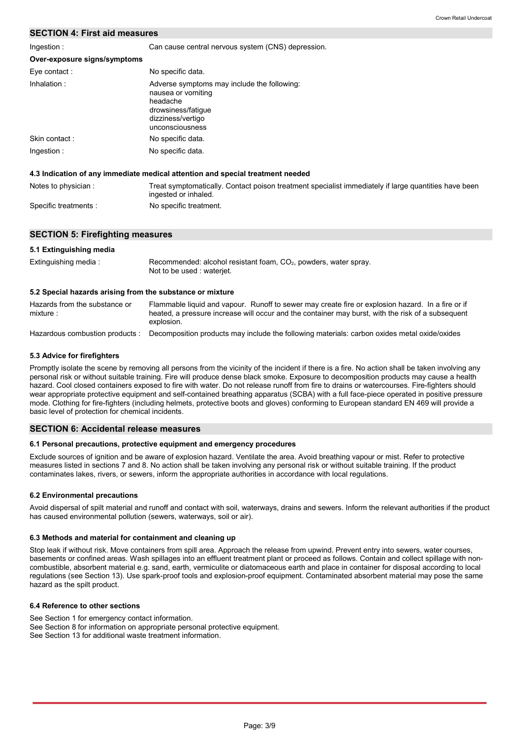## SECTION 4: First aid measures

| | |
|---|---|
| Ingestion : | Can cause central nervous system (CNS) depression. |

**Over-exposure signs/symptoms**

| | |
|---|---|
| Eye contact : | No specific data. |
| Inhalation : | Adverse symptoms may include the following:<br>nausea or vomiting<br>headache<br>drowsiness/fatigue<br>dizziness/vertigo<br>unconsciousness |
| Skin contact : | No specific data. |
| Ingestion : | No specific data. |

### 4.3 Indication of any immediate medical attention and special treatment needed

| | |
|---|---|
| Notes to physician : | Treat symptomatically. Contact poison treatment specialist immediately if large quantities have been ingested or inhaled. |
| Specific treatments : | No specific treatment. |

## SECTION 5: Firefighting measures

### 5.1 Extinguishing media

| | |
|---|---|
| Extinguishing media : | Recommended: alcohol resistant foam, $CO_2$, powders, water spray.<br>Not to be used : waterjet. |

### 5.2 Special hazards arising from the substance or mixture

| | |
|---|---|
| Hazards from the substance or mixture : | Flammable liquid and vapour. Runoff to sewer may create fire or explosion hazard. In a fire or if heated, a pressure increase will occur and the container may burst, with the risk of a subsequent explosion. |
| Hazardous combustion products : | Decomposition products may include the following materials: carbon oxides metal oxide/oxides |

### 5.3 Advice for firefighters

Promptly isolate the scene by removing all persons from the vicinity of the incident if there is a fire. No action shall be taken involving any personal risk or without suitable training. Fire will produce dense black smoke. Exposure to decomposition products may cause a health hazard. Cool closed containers exposed to fire with water. Do not release runoff from fire to drains or watercourses. Fire-fighters should wear appropriate protective equipment and self-contained breathing apparatus (SCBA) with a full face-piece operated in positive pressure mode. Clothing for fire-fighters (including helmets, protective boots and gloves) conforming to European standard EN 469 will provide a basic level of protection for chemical incidents.

## SECTION 6: Accidental release measures

### 6.1 Personal precautions, protective equipment and emergency procedures

Exclude sources of ignition and be aware of explosion hazard. Ventilate the area. Avoid breathing vapour or mist. Refer to protective measures listed in sections 7 and 8. No action shall be taken involving any personal risk or without suitable training. If the product contaminates lakes, rivers, or sewers, inform the appropriate authorities in accordance with local regulations.

### 6.2 Environmental precautions

Avoid dispersal of spilt material and runoff and contact with soil, waterways, drains and sewers. Inform the relevant authorities if the product has caused environmental pollution (sewers, waterways, soil or air).

### 6.3 Methods and material for containment and cleaning up

Stop leak if without risk. Move containers from spill area. Approach the release from upwind. Prevent entry into sewers, water courses, basements or confined areas. Wash spillages into an effluent treatment plant or proceed as follows. Contain and collect spillage with non-combustible, absorbent material e.g. sand, earth, vermiculite or diatomaceous earth and place in container for disposal according to local regulations (see Section 13). Use spark-proof tools and explosion-proof equipment. Contaminated absorbent material may pose the same hazard as the spilt product.

### 6.4 Reference to other sections

See Section 1 for emergency contact information.
See Section 8 for information on appropriate personal protective equipment.
See Section 13 for additional waste treatment information.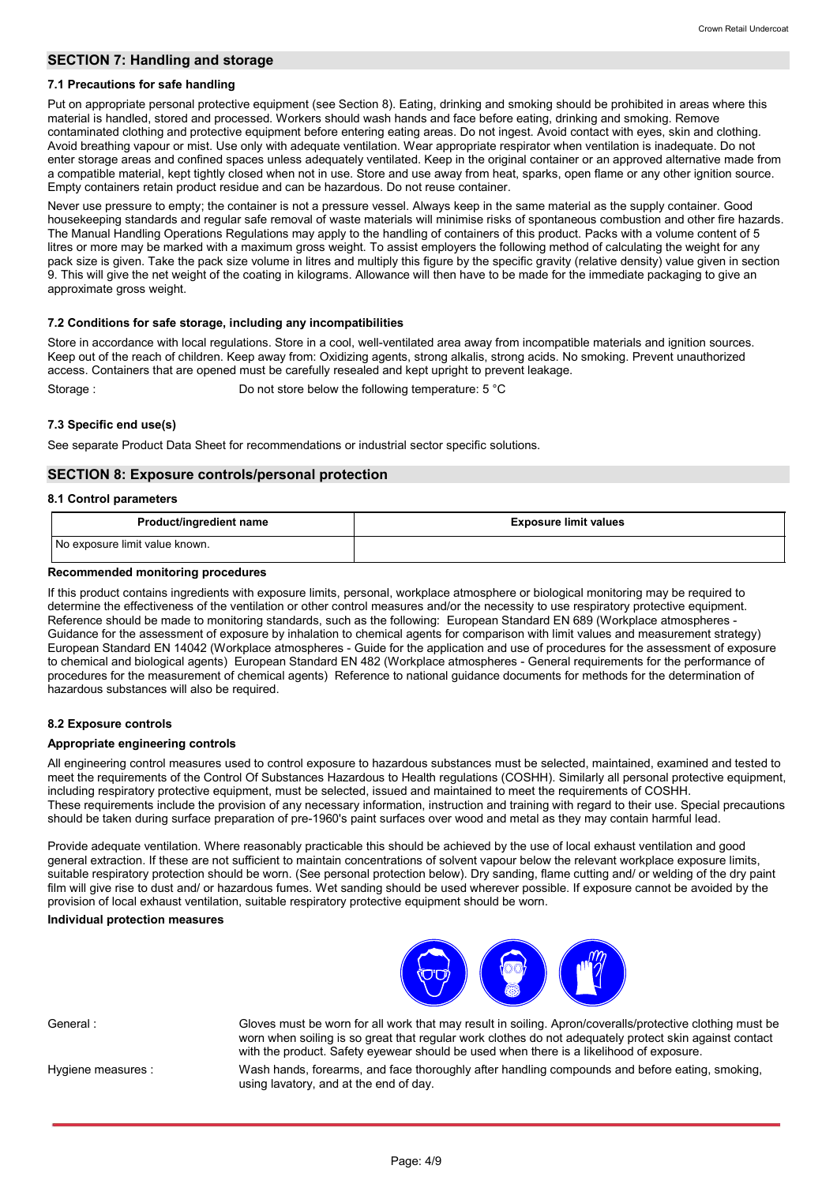## SECTION 7: Handling and storage

### 7.1 Precautions for safe handling

Put on appropriate personal protective equipment (see Section 8). Eating, drinking and smoking should be prohibited in areas where this material is handled, stored and processed. Workers should wash hands and face before eating, drinking and smoking. Remove contaminated clothing and protective equipment before entering eating areas. Do not ingest. Avoid contact with eyes, skin and clothing. Avoid breathing vapour or mist. Use only with adequate ventilation. Wear appropriate respirator when ventilation is inadequate. Do not enter storage areas and confined spaces unless adequately ventilated. Keep in the original container or an approved alternative made from a compatible material, kept tightly closed when not in use. Store and use away from heat, sparks, open flame or any other ignition source. Empty containers retain product residue and can be hazardous. Do not reuse container.

Never use pressure to empty; the container is not a pressure vessel. Always keep in the same material as the supply container. Good housekeeping standards and regular safe removal of waste materials will minimise risks of spontaneous combustion and other fire hazards. The Manual Handling Operations Regulations may apply to the handling of containers of this product. Packs with a volume content of 5 litres or more may be marked with a maximum gross weight. To assist employers the following method of calculating the weight for any pack size is given. Take the pack size volume in litres and multiply this figure by the specific gravity (relative density) value given in section 9. This will give the net weight of the coating in kilograms. Allowance will then have to be made for the immediate packaging to give an approximate gross weight.

### 7.2 Conditions for safe storage, including any incompatibilities

Store in accordance with local regulations. Store in a cool, well-ventilated area away from incompatible materials and ignition sources. Keep out of the reach of children. Keep away from: Oxidizing agents, strong alkalis, strong acids. No smoking. Prevent unauthorized access. Containers that are opened must be carefully resealed and kept upright to prevent leakage.

Storage : Do not store below the following temperature: 5 °C

### 7.3 Specific end use(s)

See separate Product Data Sheet for recommendations or industrial sector specific solutions.

## SECTION 8: Exposure controls/personal protection

### 8.1 Control parameters

| Product/ingredient name | Exposure limit values |
|---|---|
| No exposure limit value known. | |

**Recommended monitoring procedures**

If this product contains ingredients with exposure limits, personal, workplace atmosphere or biological monitoring may be required to determine the effectiveness of the ventilation or other control measures and/or the necessity to use respiratory protective equipment. Reference should be made to monitoring standards, such as the following: European Standard EN 689 (Workplace atmospheres - Guidance for the assessment of exposure by inhalation to chemical agents for comparison with limit values and measurement strategy) European Standard EN 14042 (Workplace atmospheres - Guide for the application and use of procedures for the assessment of exposure to chemical and biological agents) European Standard EN 482 (Workplace atmospheres - General requirements for the performance of procedures for the measurement of chemical agents) Reference to national guidance documents for methods for the determination of hazardous substances will also be required.

### 8.2 Exposure controls

**Appropriate engineering controls**

All engineering control measures used to control exposure to hazardous substances must be selected, maintained, examined and tested to meet the requirements of the Control Of Substances Hazardous to Health regulations (COSHH). Similarly all personal protective equipment, including respiratory protective equipment, must be selected, issued and maintained to meet the requirements of COSHH. These requirements include the provision of any necessary information, instruction and training with regard to their use. Special precautions should be taken during surface preparation of pre-1960's paint surfaces over wood and metal as they may contain harmful lead.

Provide adequate ventilation. Where reasonably practicable this should be achieved by the use of local exhaust ventilation and good general extraction. If these are not sufficient to maintain concentrations of solvent vapour below the relevant workplace exposure limits, suitable respiratory protection should be worn. (See personal protection below). Dry sanding, flame cutting and/ or welding of the dry paint film will give rise to dust and/ or hazardous fumes. Wet sanding should be used wherever possible. If exposure cannot be avoided by the provision of local exhaust ventilation, suitable respiratory protective equipment should be worn.

**Individual protection measures**

General : Gloves must be worn for all work that may result in soiling. Apron/coveralls/protective clothing must be worn when soiling is so great that regular work clothes do not adequately protect skin against contact with the product. Safety eyewear should be used when there is a likelihood of exposure.

Hygiene measures : Wash hands, forearms, and face thoroughly after handling compounds and before eating, smoking, using lavatory, and at the end of day.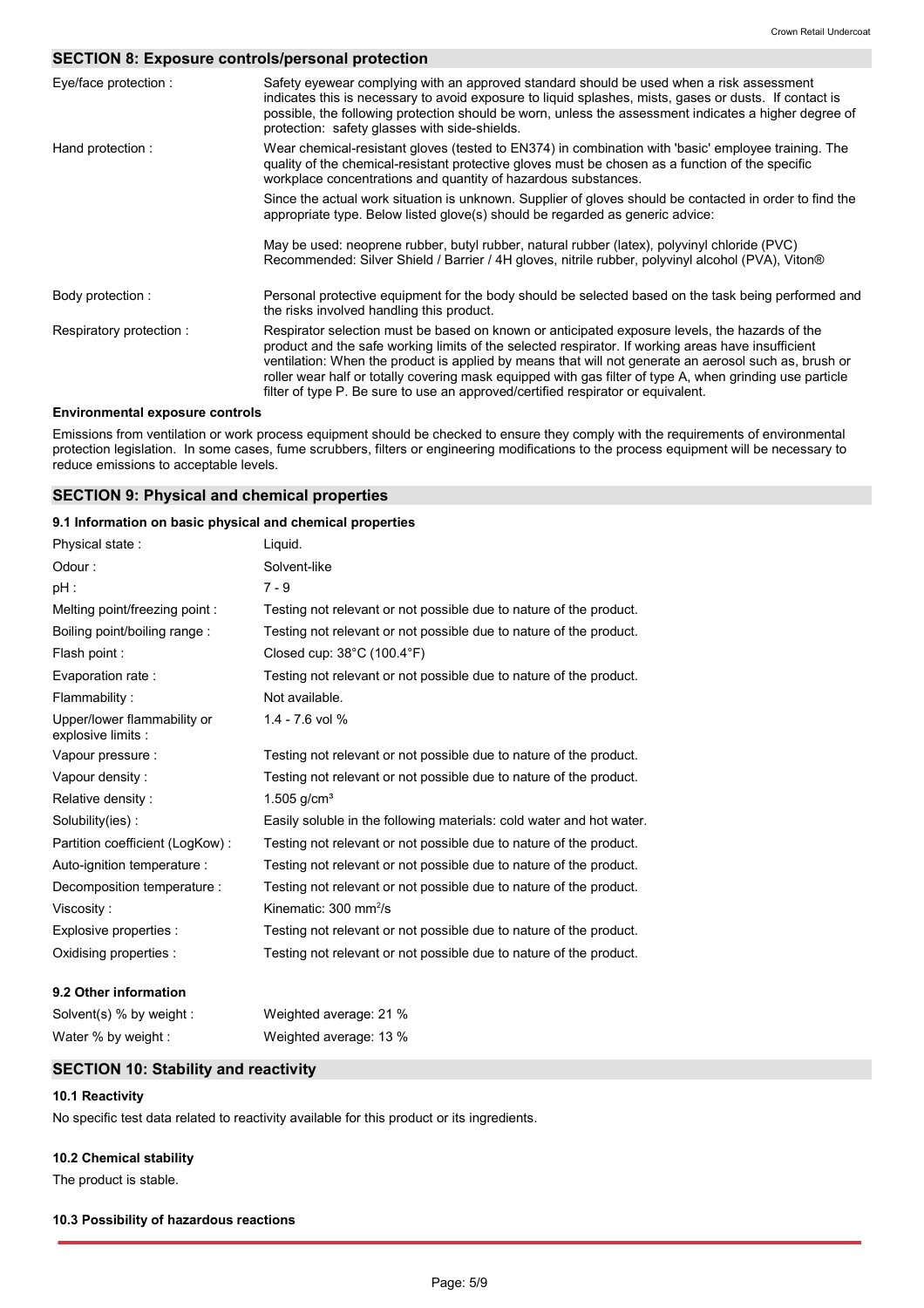## SECTION 8: Exposure controls/personal protection

| | |
|---|---|
| Eye/face protection : | Safety eyewear complying with an approved standard should be used when a risk assessment indicates this is necessary to avoid exposure to liquid splashes, mists, gases or dusts. If contact is possible, the following protection should be worn, unless the assessment indicates a higher degree of protection: safety glasses with side-shields. |
| Hand protection : | Wear chemical-resistant gloves (tested to EN374) in combination with 'basic' employee training. The quality of the chemical-resistant protective gloves must be chosen as a function of the specific workplace concentrations and quantity of hazardous substances.<br><br>Since the actual work situation is unknown. Supplier of gloves should be contacted in order to find the appropriate type. Below listed glove(s) should be regarded as generic advice:<br><br>May be used: neoprene rubber, butyl rubber, natural rubber (latex), polyvinyl chloride (PVC)<br>Recommended: Silver Shield / Barrier / 4H gloves, nitrile rubber, polyvinyl alcohol (PVA), Viton® |
| Body protection : | Personal protective equipment for the body should be selected based on the task being performed and the risks involved handling this product. |
| Respiratory protection : | Respirator selection must be based on known or anticipated exposure levels, the hazards of the product and the safe working limits of the selected respirator. If working areas have insufficient ventilation: When the product is applied by means that will not generate an aerosol such as, brush or roller wear half or totally covering mask equipped with gas filter of type A, when grinding use particle filter of type P. Be sure to use an approved/certified respirator or equivalent. |

**Environmental exposure controls**

Emissions from ventilation or work process equipment should be checked to ensure they comply with the requirements of environmental protection legislation. In some cases, fume scrubbers, filters or engineering modifications to the process equipment will be necessary to reduce emissions to acceptable levels.

## SECTION 9: Physical and chemical properties

### 9.1 Information on basic physical and chemical properties

| | |
|---|---|
| Physical state : | Liquid. |
| Odour : | Solvent-like |
| pH : | 7 - 9 |
| Melting point/freezing point : | Testing not relevant or not possible due to nature of the product. |
| Boiling point/boiling range : | Testing not relevant or not possible due to nature of the product. |
| Flash point : | Closed cup: 38°C (100.4°F) |
| Evaporation rate : | Testing not relevant or not possible due to nature of the product. |
| Flammability : | Not available. |
| Upper/lower flammability or explosive limits : | 1.4 - 7.6 vol % |
| Vapour pressure : | Testing not relevant or not possible due to nature of the product. |
| Vapour density : | Testing not relevant or not possible due to nature of the product. |
| Relative density : | 1.505 g/cm³ |
| Solubility(ies) : | Easily soluble in the following materials: cold water and hot water. |
| Partition coefficient (LogKow) : | Testing not relevant or not possible due to nature of the product. |
| Auto-ignition temperature : | Testing not relevant or not possible due to nature of the product. |
| Decomposition temperature : | Testing not relevant or not possible due to nature of the product. |
| Viscosity : | Kinematic: 300 $mm^2/s$ |
| Explosive properties : | Testing not relevant or not possible due to nature of the product. |
| Oxidising properties : | Testing not relevant or not possible due to nature of the product. |

### 9.2 Other information

| | |
|---|---|
| Solvent(s) % by weight : | Weighted average: 21 % |
| Water % by weight : | Weighted average: 13 % |

## SECTION 10: Stability and reactivity

### 10.1 Reactivity

No specific test data related to reactivity available for this product or its ingredients.

### 10.2 Chemical stability

The product is stable.

### 10.3 Possibility of hazardous reactions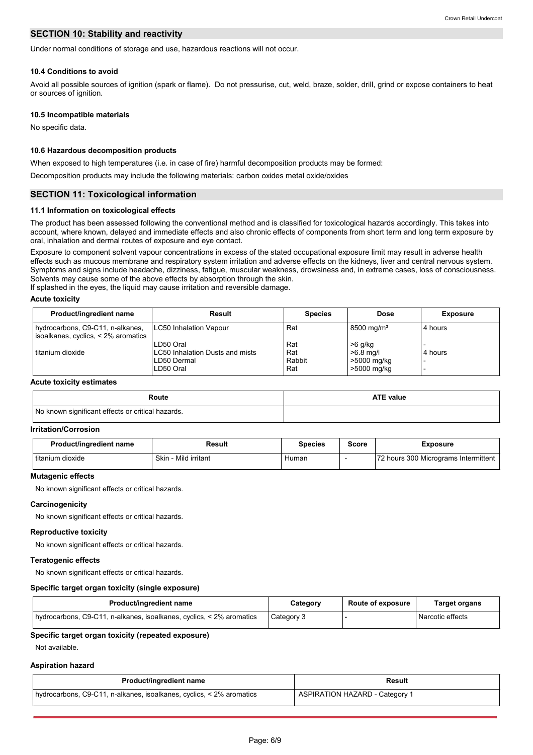## SECTION 10: Stability and reactivity

Under normal conditions of storage and use, hazardous reactions will not occur.

### 10.4 Conditions to avoid

Avoid all possible sources of ignition (spark or flame). Do not pressurise, cut, weld, braze, solder, drill, grind or expose containers to heat or sources of ignition.

### 10.5 Incompatible materials

No specific data.

### 10.6 Hazardous decomposition products

When exposed to high temperatures (i.e. in case of fire) harmful decomposition products may be formed:

Decomposition products may include the following materials: carbon oxides metal oxide/oxides

## SECTION 11: Toxicological information

### 11.1 Information on toxicological effects

The product has been assessed following the conventional method and is classified for toxicological hazards accordingly. This takes into account, where known, delayed and immediate effects and also chronic effects of components from short term and long term exposure by oral, inhalation and dermal routes of exposure and eye contact.

Exposure to component solvent vapour concentrations in excess of the stated occupational exposure limit may result in adverse health effects such as mucous membrane and respiratory system irritation and adverse effects on the kidneys, liver and central nervous system. Symptoms and signs include headache, dizziness, fatigue, muscular weakness, drowsiness and, in extreme cases, loss of consciousness. Solvents may cause some of the above effects by absorption through the skin.
If splashed in the eyes, the liquid may cause irritation and reversible damage.

**Acute toxicity**

| Product/ingredient name | Result | Species | Dose | Exposure |
|---|---|---|---|---|
| hydrocarbons, C9-C11, n-alkanes, isoalkanes, cyclics, < 2% aromatics | LC50 Inhalation Vapour | Rat | 8500 mg/m³ | 4 hours |
| | LD50 Oral | Rat | >6 g/kg | - |
| titanium dioxide | LC50 Inhalation Dusts and mists | Rat | >6.8 mg/l | 4 hours |
| | LD50 Dermal | Rabbit | >5000 mg/kg | - |
| | LD50 Oral | Rat | >5000 mg/kg | - |

**Acute toxicity estimates**

| Route | ATE value |
|---|---|
| No known significant effects or critical hazards. | |

**Irritation/Corrosion**

| Product/ingredient name | Result | Species | Score | Exposure |
|---|---|---|---|---|
| titanium dioxide | Skin - Mild irritant | Human | - | 72 hours 300 Micrograms Intermittent |

**Mutagenic effects**

No known significant effects or critical hazards.

**Carcinogenicity**

No known significant effects or critical hazards.

**Reproductive toxicity**

No known significant effects or critical hazards.

**Teratogenic effects**

No known significant effects or critical hazards.

**Specific target organ toxicity (single exposure)**

| Product/ingredient name | Category | Route of exposure | Target organs |
|---|---|---|---|
| hydrocarbons, C9-C11, n-alkanes, isoalkanes, cyclics, < 2% aromatics | Category 3 | - | Narcotic effects |

**Specific target organ toxicity (repeated exposure)**

Not available.

**Aspiration hazard**

| Product/ingredient name | Result |
|---|---|
| hydrocarbons, C9-C11, n-alkanes, isoalkanes, cyclics, < 2% aromatics | ASPIRATION HAZARD - Category 1 |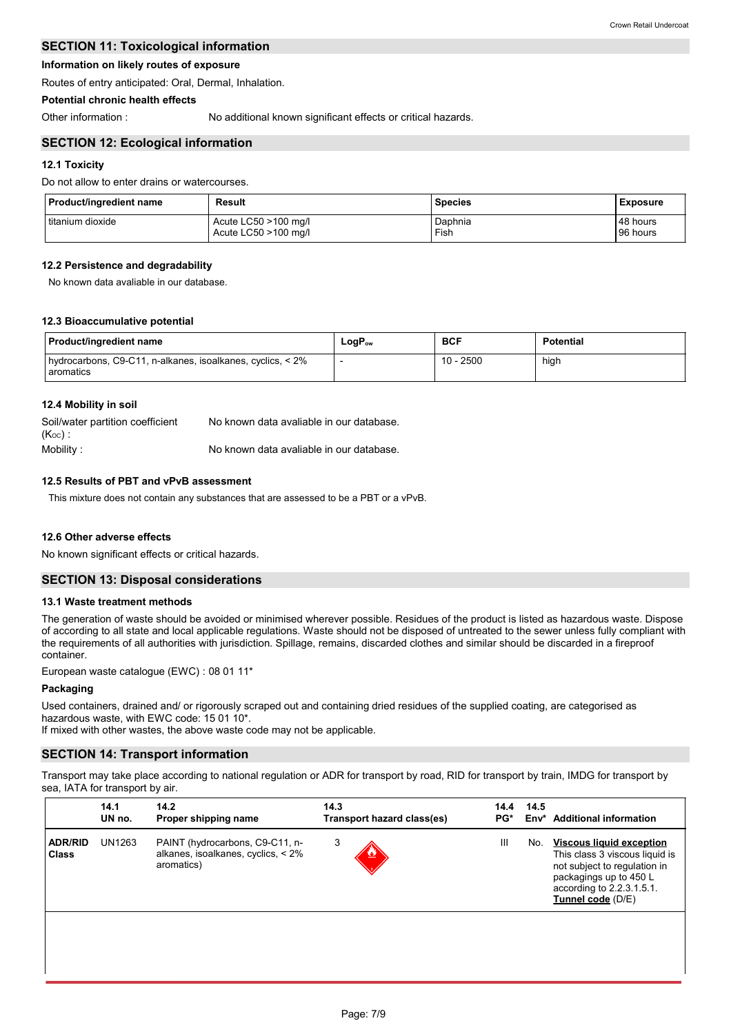## SECTION 11: Toxicological information

**Information on likely routes of exposure**

Routes of entry anticipated: Oral, Dermal, Inhalation.

**Potential chronic health effects**

Other information : No additional known significant effects or critical hazards.

## SECTION 12: Ecological information

### 12.1 Toxicity

Do not allow to enter drains or watercourses.

| Product/ingredient name | Result | Species | Exposure |
|---|---|---|---|
| titanium dioxide | Acute LC50 >100 mg/l<br>Acute LC50 >100 mg/l | Daphnia<br>Fish | 48 hours<br>96 hours |

### 12.2 Persistence and degradability

No known data avaliable in our database.

### 12.3 Bioaccumulative potential

| Product/ingredient name | $LogP_{ow}$ | BCF | Potential |
|---|---|---|---|
| hydrocarbons, C9-C11, n-alkanes, isoalkanes, cyclics, < 2% aromatics | - | 10 - 2500 | high |

### 12.4 Mobility in soil

Soil/water partition coefficient ($K_{OC}$) : No known data avaliable in our database.

Mobility : No known data avaliable in our database.

### 12.5 Results of PBT and vPvB assessment

This mixture does not contain any substances that are assessed to be a PBT or a vPvB.

### 12.6 Other adverse effects

No known significant effects or critical hazards.

## SECTION 13: Disposal considerations

### 13.1 Waste treatment methods

The generation of waste should be avoided or minimised wherever possible. Residues of the product is listed as hazardous waste. Dispose of according to all state and local applicable regulations. Waste should not be disposed of untreated to the sewer unless fully compliant with the requirements of all authorities with jurisdiction. Spillage, remains, discarded clothes and similar should be discarded in a fireproof container.

European waste catalogue (EWC) : 08 01 11*

**Packaging**

Used containers, drained and/ or rigorously scraped out and containing dried residues of the supplied coating, are categorised as hazardous waste, with EWC code: 15 01 10*.
If mixed with other wastes, the above waste code may not be applicable.

## SECTION 14: Transport information

Transport may take place according to national regulation or ADR for transport by road, RID for transport by train, IMDG for transport by sea, IATA for transport by air.

| | 14.1 UN no. | 14.2 Proper shipping name | 14.3 Transport hazard class(es) | 14.4 PG* | 14.5 Env* | Additional information |
|---|---|---|---|---|---|---|
| **ADR/RID Class** | UN1263 | PAINT (hydrocarbons, C9-C11, n-alkanes, isoalkanes, cyclics, < 2% aromatics) | 3 | III | No. | **Viscous liquid exception** This class 3 viscous liquid is not subject to regulation in packagings up to 450 L according to 2.2.3.1.5.1. **Tunnel code** (D/E) |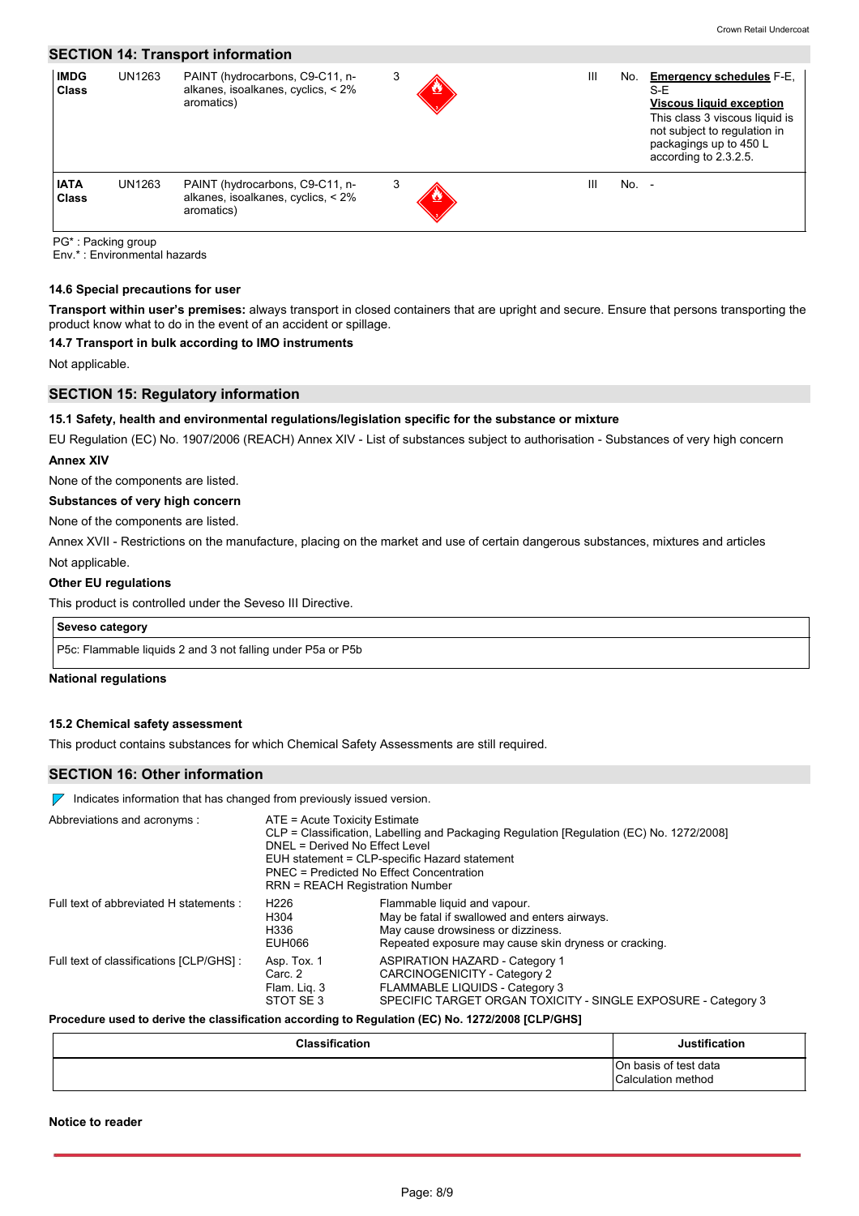## SECTION 14: Transport information

| | | | | | | | |
|---|---|---|---|---|---|---|---|
| **IMDG Class** | UN1263 | PAINT (hydrocarbons, C9-C11, n-alkanes, isoalkanes, cyclics, < 2% aromatics) | 3 | | III | No. | **Emergency schedules** F-E, S-E<br>**Viscous liquid exception**<br>This class 3 viscous liquid is not subject to regulation in packagings up to 450 L according to 2.3.2.5. |
| **IATA Class** | UN1263 | PAINT (hydrocarbons, C9-C11, n-alkanes, isoalkanes, cyclics, < 2% aromatics) | 3 | | III | No. | - |

PG* : Packing group
Env.* : Environmental hazards

### 14.6 Special precautions for user

**Transport within user's premises:** always transport in closed containers that are upright and secure. Ensure that persons transporting the product know what to do in the event of an accident or spillage.

### 14.7 Transport in bulk according to IMO instruments

Not applicable.

## SECTION 15: Regulatory information

### 15.1 Safety, health and environmental regulations/legislation specific for the substance or mixture

EU Regulation (EC) No. 1907/2006 (REACH) Annex XIV - List of substances subject to authorisation - Substances of very high concern

**Annex XIV**

None of the components are listed.

**Substances of very high concern**

None of the components are listed.

Annex XVII - Restrictions on the manufacture, placing on the market and use of certain dangerous substances, mixtures and articles

Not applicable.

**Other EU regulations**

This product is controlled under the Seveso III Directive.

| **Seveso category** |
|---|
| P5c: Flammable liquids 2 and 3 not falling under P5a or P5b |

**National regulations**

### 15.2 Chemical safety assessment

This product contains substances for which Chemical Safety Assessments are still required.

## SECTION 16: Other information

Indicates information that has changed from previously issued version.

Abbreviations and acronyms :
- ATE = Acute Toxicity Estimate
- CLP = Classification, Labelling and Packaging Regulation [Regulation (EC) No. 1272/2008]
- DNEL = Derived No Effect Level
- EUH statement = CLP-specific Hazard statement
- PNEC = Predicted No Effect Concentration
- RRN = REACH Registration Number

Full text of abbreviated H statements :

| | |
|---|---|
| H226 | Flammable liquid and vapour. |
| H304 | May be fatal if swallowed and enters airways. |
| H336 | May cause drowsiness or dizziness. |
| EUH066 | Repeated exposure may cause skin dryness or cracking. |

Full text of classifications [CLP/GHS] :

| | |
|---|---|
| Asp. Tox. 1 | ASPIRATION HAZARD - Category 1 |
| Carc. 2 | CARCINOGENICITY - Category 2 |
| Flam. Liq. 3 | FLAMMABLE LIQUIDS - Category 3 |
| STOT SE 3 | SPECIFIC TARGET ORGAN TOXICITY - SINGLE EXPOSURE - Category 3 |

**Procedure used to derive the classification according to Regulation (EC) No. 1272/2008 [CLP/GHS]**

| Classification | Justification |
|---|---|
| | On basis of test data<br>Calculation method |

**Notice to reader**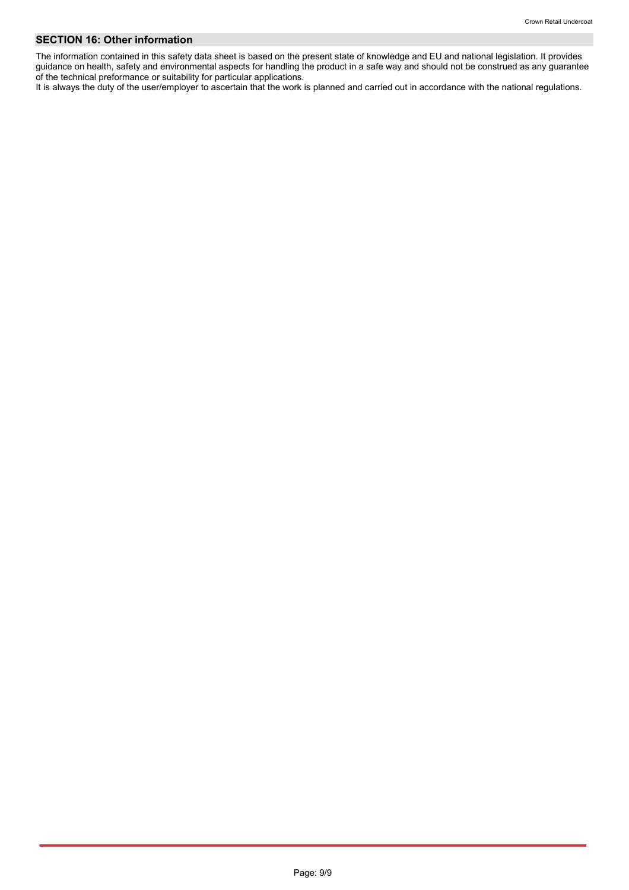## SECTION 16: Other information

The information contained in this safety data sheet is based on the present state of knowledge and EU and national legislation. It provides guidance on health, safety and environmental aspects for handling the product in a safe way and should not be construed as any guarantee of the technical preformance or suitability for particular applications.

It is always the duty of the user/employer to ascertain that the work is planned and carried out in accordance with the national regulations.